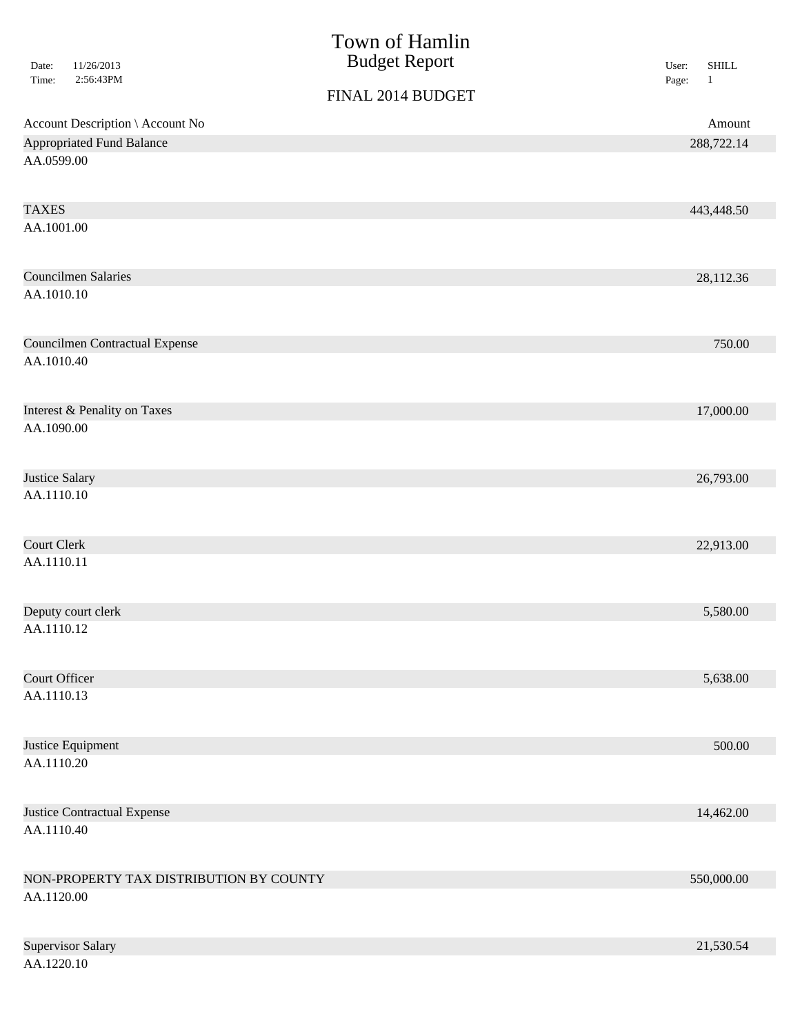# Town of Hamlin
## Budget Report

Date: 11/26/2013
Time: 2:56:43PM

User: SHILL

### FINAL 2014 BUDGET

| Account Description \ Account No | Amount |
|---|---|
| Appropriated Fund Balance<br>AA.0599.00 | 288,722.14 |
| TAXES<br>AA.1001.00 | 443,448.50 |
| Councilmen Salaries<br>AA.1010.10 | 28,112.36 |
| Councilmen Contractual Expense<br>AA.1010.40 | 750.00 |
| Interest & Penality on Taxes<br>AA.1090.00 | 17,000.00 |
| Justice Salary<br>AA.1110.10 | 26,793.00 |
| Court Clerk<br>AA.1110.11 | 22,913.00 |
| Deputy court clerk<br>AA.1110.12 | 5,580.00 |
| Court Officer<br>AA.1110.13 | 5,638.00 |
| Justice Equipment<br>AA.1110.20 | 500.00 |
| Justice Contractual Expense<br>AA.1110.40 | 14,462.00 |
| NON-PROPERTY TAX DISTRIBUTION BY COUNTY<br>AA.1120.00 | 550,000.00 |
| Supervisor Salary<br>AA.1220.10 | 21,530.54 |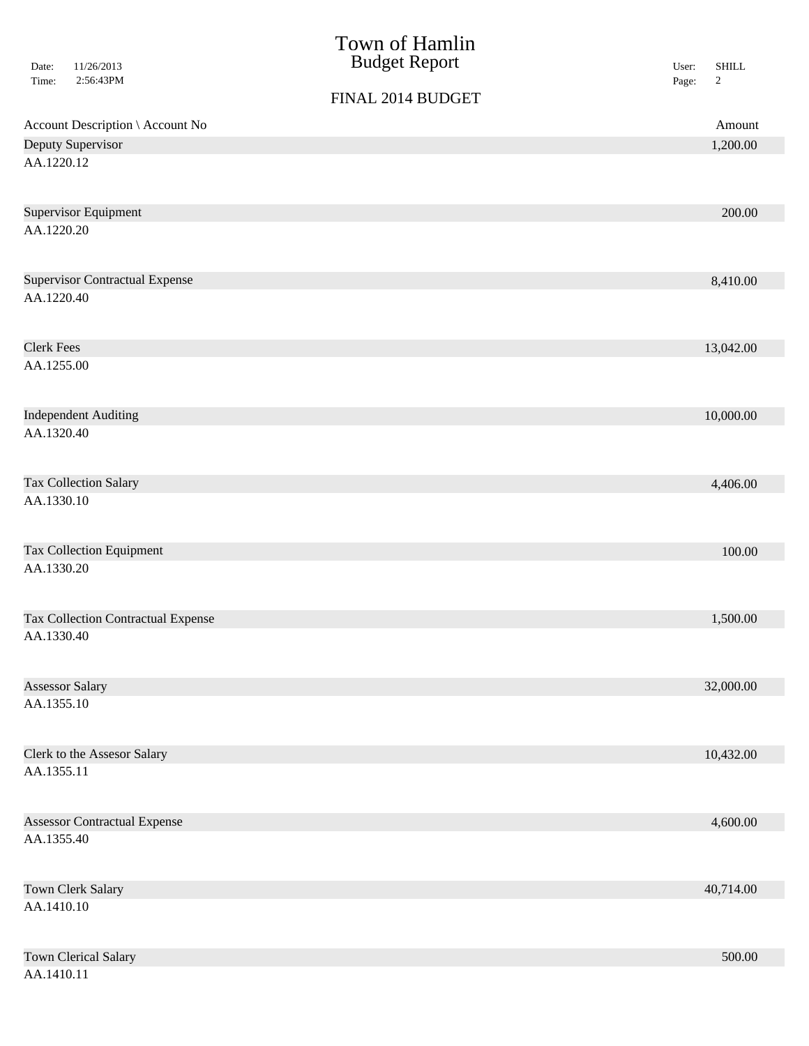# Town of Hamlin
## Budget Report

Date: 11/26/2013
Time: 2:56:43PM

User: SHILL

### FINAL 2014 BUDGET

| Account Description \ Account No | Amount |
|---|---|
| Deputy Supervisor<br>AA.1220.12 | 1,200.00 |
| Supervisor Equipment<br>AA.1220.20 | 200.00 |
| Supervisor Contractual Expense<br>AA.1220.40 | 8,410.00 |
| Clerk Fees<br>AA.1255.00 | 13,042.00 |
| Independent Auditing<br>AA.1320.40 | 10,000.00 |
| Tax Collection Salary<br>AA.1330.10 | 4,406.00 |
| Tax Collection Equipment<br>AA.1330.20 | 100.00 |
| Tax Collection Contractual Expense<br>AA.1330.40 | 1,500.00 |
| Assessor Salary<br>AA.1355.10 | 32,000.00 |
| Clerk to the Assesor Salary<br>AA.1355.11 | 10,432.00 |
| Assessor Contractual Expense<br>AA.1355.40 | 4,600.00 |
| Town Clerk Salary<br>AA.1410.10 | 40,714.00 |
| Town Clerical Salary<br>AA.1410.11 | 500.00 |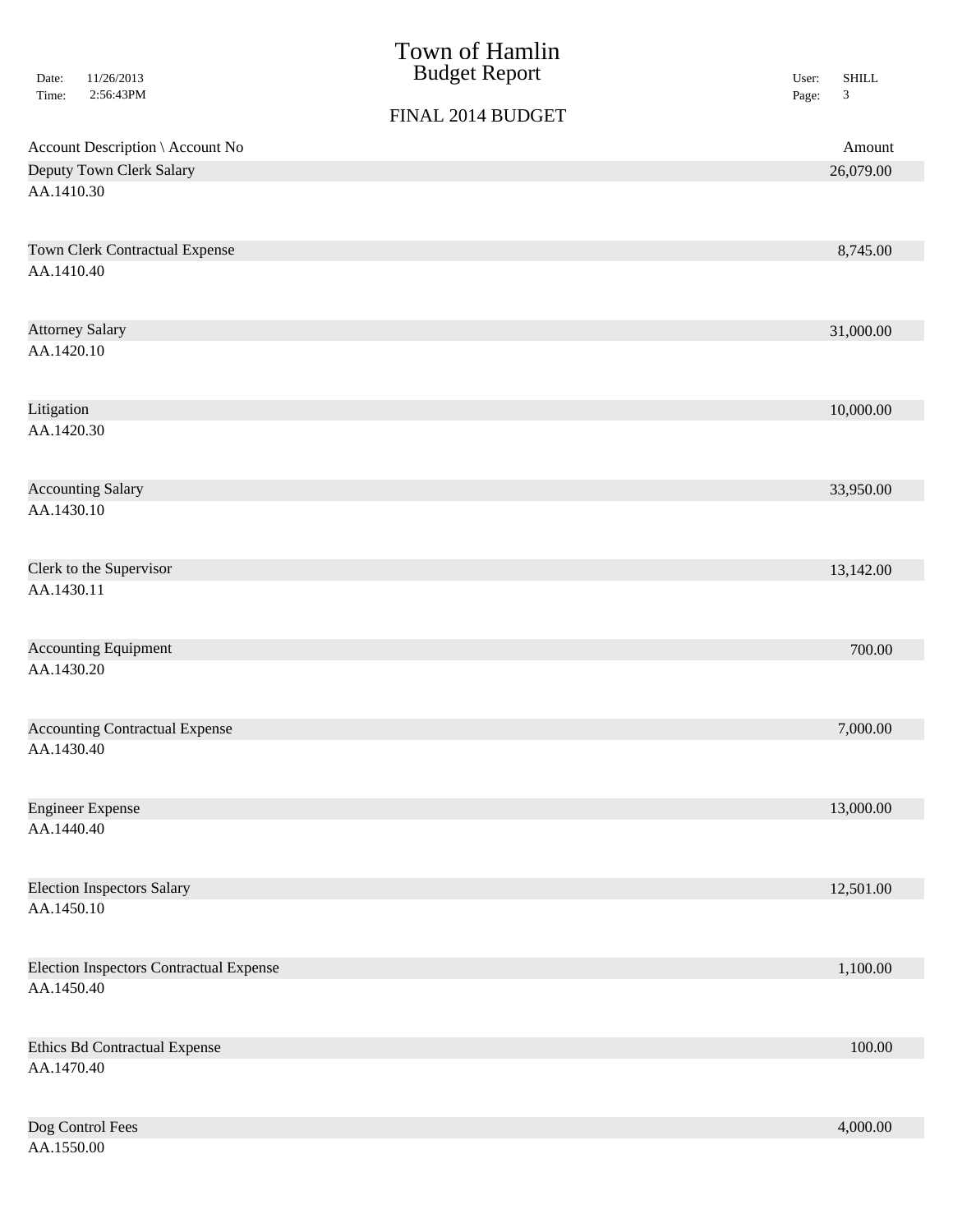# Town of Hamlin
## Budget Report

FINAL 2014 BUDGET

| Account Description \ Account No | Amount |
|---|---|
| Deputy Town Clerk Salary<br>AA.1410.30 | 26,079.00 |
| Town Clerk Contractual Expense<br>AA.1410.40 | 8,745.00 |
| Attorney Salary<br>AA.1420.10 | 31,000.00 |
| Litigation<br>AA.1420.30 | 10,000.00 |
| Accounting Salary<br>AA.1430.10 | 33,950.00 |
| Clerk to the Supervisor<br>AA.1430.11 | 13,142.00 |
| Accounting Equipment<br>AA.1430.20 | 700.00 |
| Accounting Contractual Expense<br>AA.1430.40 | 7,000.00 |
| Engineer Expense<br>AA.1440.40 | 13,000.00 |
| Election Inspectors Salary<br>AA.1450.10 | 12,501.00 |
| Election Inspectors Contractual Expense<br>AA.1450.40 | 1,100.00 |
| Ethics Bd Contractual Expense<br>AA.1470.40 | 100.00 |
| Dog Control Fees<br>AA.1550.00 | 4,000.00 |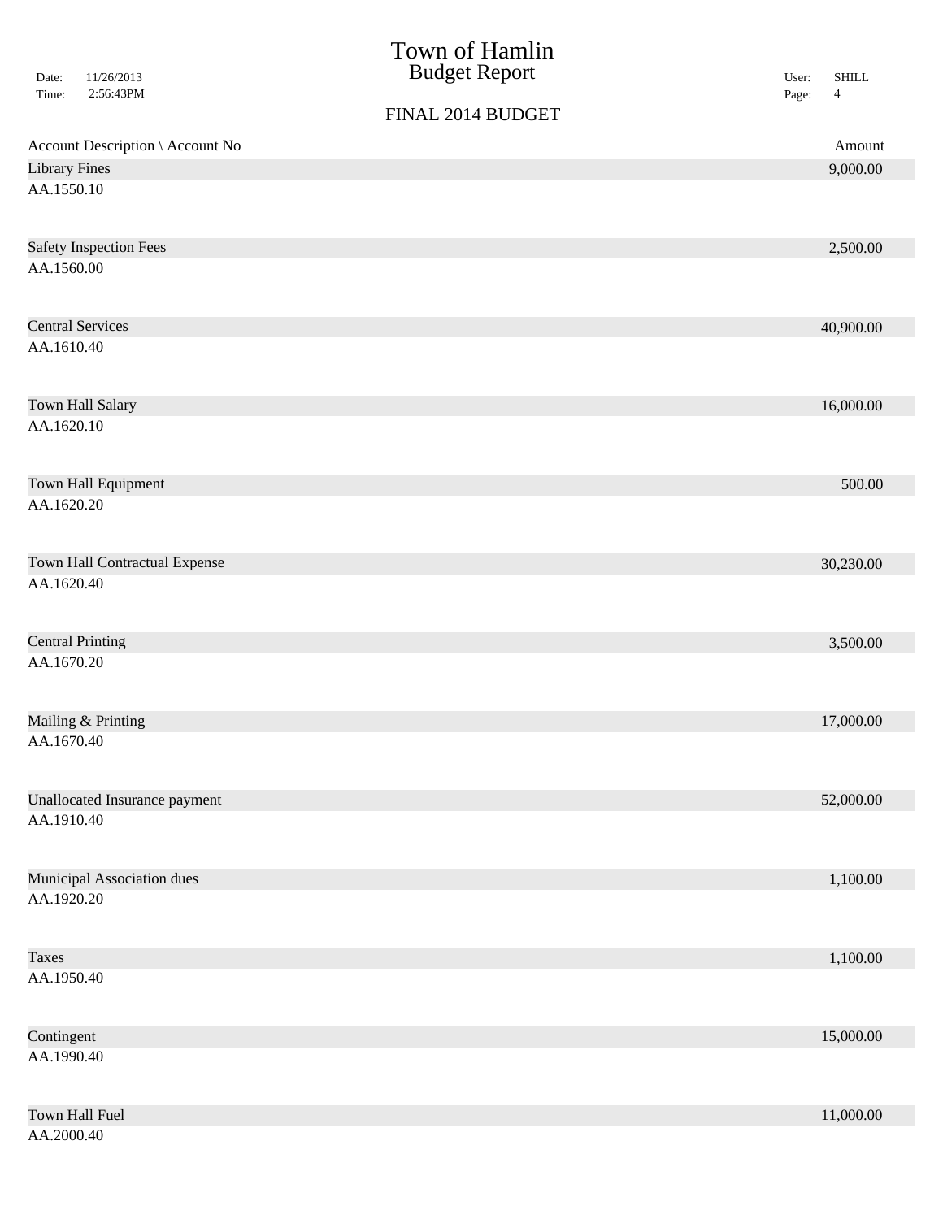# Town of Hamlin

## Budget Report

Date: 11/26/2013
Time: 2:56:43PM

User: SHILL

### FINAL 2014 BUDGET

| Account Description \ Account No | Amount |
|---|---|
| Library Fines<br>AA.1550.10 | 9,000.00 |
| Safety Inspection Fees<br>AA.1560.00 | 2,500.00 |
| Central Services<br>AA.1610.40 | 40,900.00 |
| Town Hall Salary<br>AA.1620.10 | 16,000.00 |
| Town Hall Equipment<br>AA.1620.20 | 500.00 |
| Town Hall Contractual Expense<br>AA.1620.40 | 30,230.00 |
| Central Printing<br>AA.1670.20 | 3,500.00 |
| Mailing & Printing<br>AA.1670.40 | 17,000.00 |
| Unallocated Insurance payment<br>AA.1910.40 | 52,000.00 |
| Municipal Association dues<br>AA.1920.20 | 1,100.00 |
| Taxes<br>AA.1950.40 | 1,100.00 |
| Contingent<br>AA.1990.40 | 15,000.00 |
| Town Hall Fuel<br>AA.2000.40 | 11,000.00 |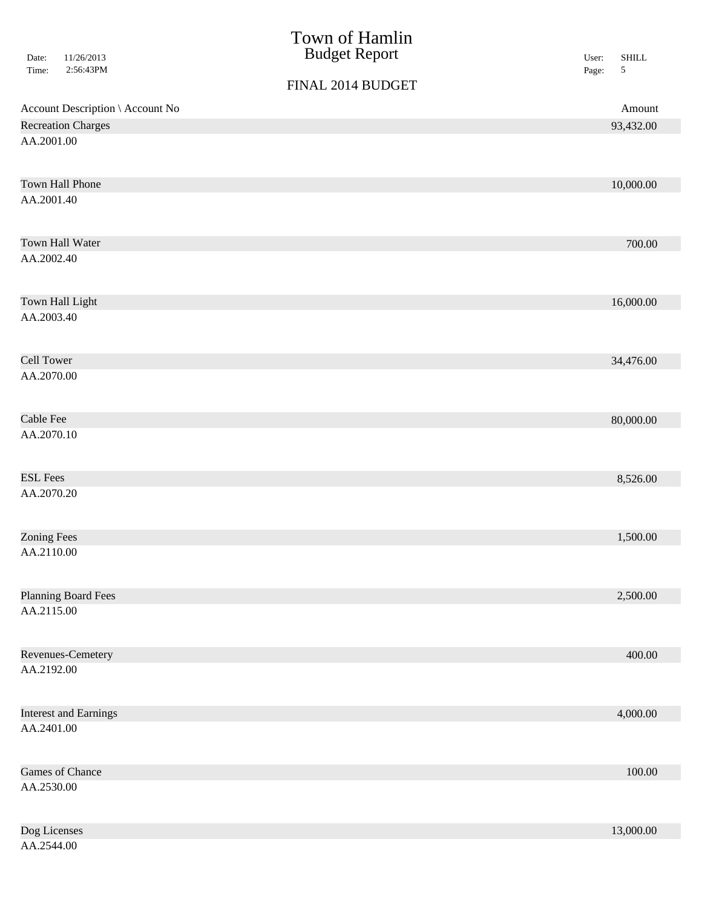# Town of Hamlin
## Budget Report

Date: 11/26/2013
Time: 2:56:43PM

User: SHILL

### FINAL 2014 BUDGET

| Account Description \ Account No | Amount |
|---|---|
| Recreation Charges<br>AA.2001.00 | 93,432.00 |
| Town Hall Phone<br>AA.2001.40 | 10,000.00 |
| Town Hall Water<br>AA.2002.40 | 700.00 |
| Town Hall Light<br>AA.2003.40 | 16,000.00 |
| Cell Tower<br>AA.2070.00 | 34,476.00 |
| Cable Fee<br>AA.2070.10 | 80,000.00 |
| ESL Fees<br>AA.2070.20 | 8,526.00 |
| Zoning Fees<br>AA.2110.00 | 1,500.00 |
| Planning Board Fees<br>AA.2115.00 | 2,500.00 |
| Revenues-Cemetery<br>AA.2192.00 | 400.00 |
| Interest and Earnings<br>AA.2401.00 | 4,000.00 |
| Games of Chance<br>AA.2530.00 | 100.00 |
| Dog Licenses<br>AA.2544.00 | 13,000.00 |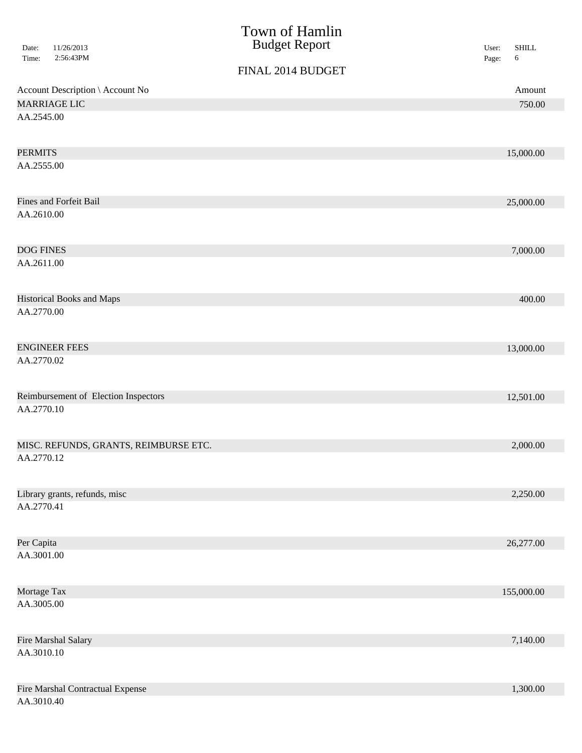# Town of Hamlin
## Budget Report

FINAL 2014 BUDGET

| Account Description \ Account No | Amount |
|---|---|
| MARRIAGE LIC<br>AA.2545.00 | 750.00 |
| PERMITS<br>AA.2555.00 | 15,000.00 |
| Fines and Forfeit Bail<br>AA.2610.00 | 25,000.00 |
| DOG FINES<br>AA.2611.00 | 7,000.00 |
| Historical Books and Maps<br>AA.2770.00 | 400.00 |
| ENGINEER FEES<br>AA.2770.02 | 13,000.00 |
| Reimbursement of Election Inspectors<br>AA.2770.10 | 12,501.00 |
| MISC. REFUNDS, GRANTS, REIMBURSE ETC.<br>AA.2770.12 | 2,000.00 |
| Library grants, refunds, misc<br>AA.2770.41 | 2,250.00 |
| Per Capita<br>AA.3001.00 | 26,277.00 |
| Mortage Tax<br>AA.3005.00 | 155,000.00 |
| Fire Marshal Salary<br>AA.3010.10 | 7,140.00 |
| Fire Marshal Contractual Expense<br>AA.3010.40 | 1,300.00 |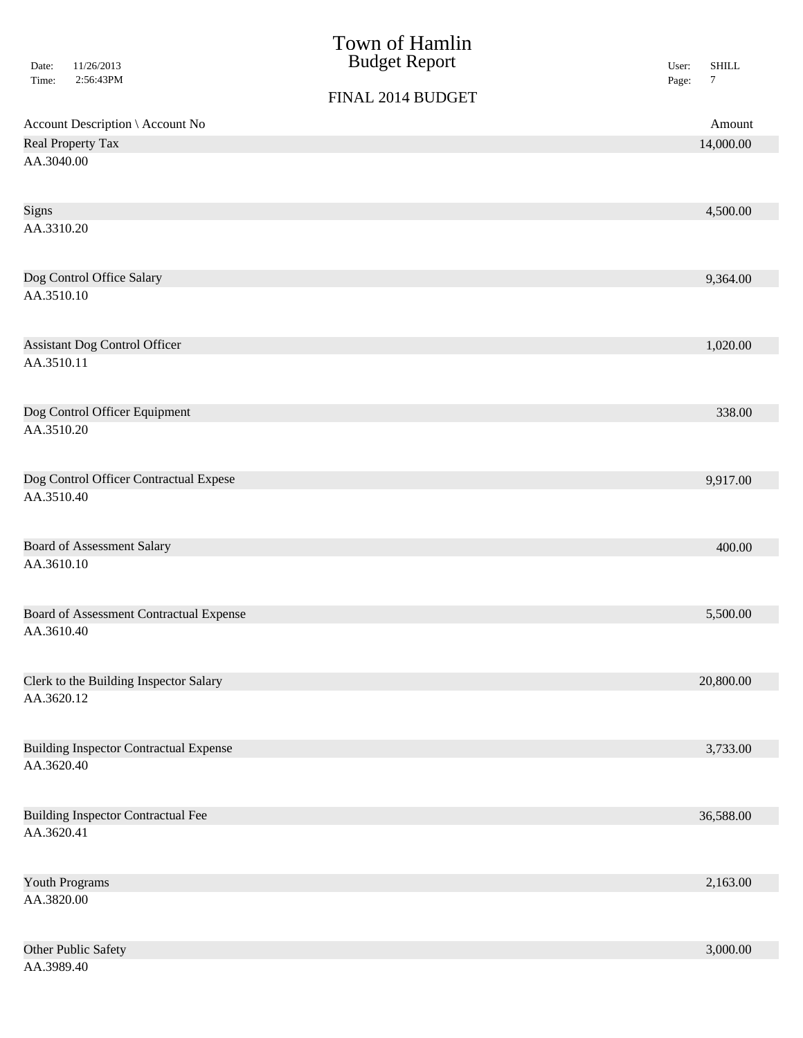# Town of Hamlin
## Budget Report

### FINAL 2014 BUDGET

| Account Description \ Account No | Amount |
|---|---|
| Real Property Tax<br>AA.3040.00 | 14,000.00 |
| Signs<br>AA.3310.20 | 4,500.00 |
| Dog Control Office Salary<br>AA.3510.10 | 9,364.00 |
| Assistant Dog Control Officer<br>AA.3510.11 | 1,020.00 |
| Dog Control Officer Equipment<br>AA.3510.20 | 338.00 |
| Dog Control Officer Contractual Expese<br>AA.3510.40 | 9,917.00 |
| Board of Assessment Salary<br>AA.3610.10 | 400.00 |
| Board of Assessment Contractual Expense<br>AA.3610.40 | 5,500.00 |
| Clerk to the Building Inspector Salary<br>AA.3620.12 | 20,800.00 |
| Building Inspector Contractual Expense<br>AA.3620.40 | 3,733.00 |
| Building Inspector Contractual Fee<br>AA.3620.41 | 36,588.00 |
| Youth Programs<br>AA.3820.00 | 2,163.00 |
| Other Public Safety<br>AA.3989.40 | 3,000.00 |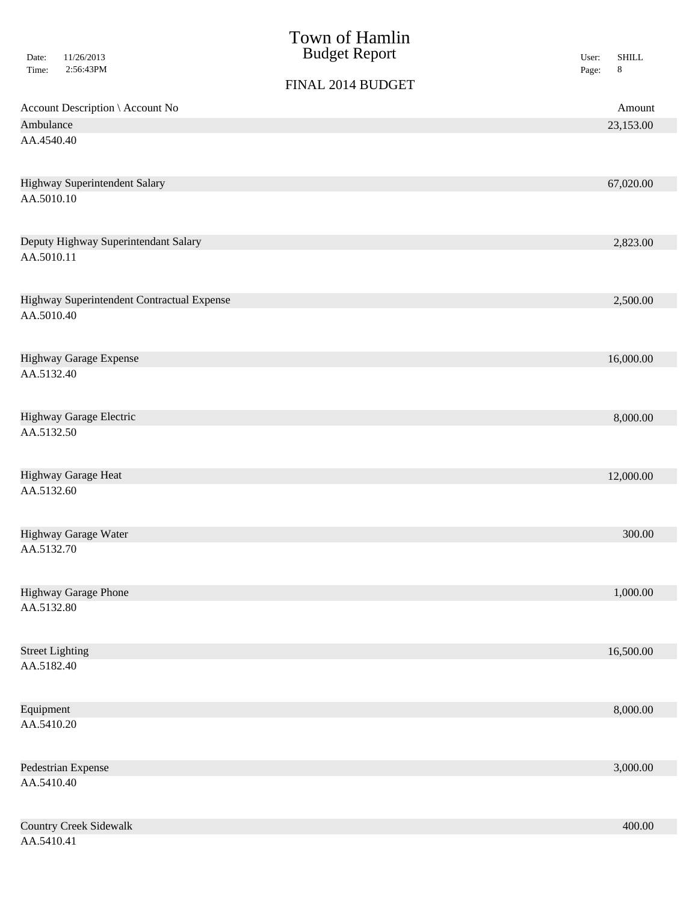# Town of Hamlin
## Budget Report

Date: 11/26/2013
Time: 2:56:43PM

User: SHILL

### FINAL 2014 BUDGET

| Account Description \ Account No | Amount |
|---|---|
| Ambulance<br>AA.4540.40 | 23,153.00 |
| Highway Superintendent Salary<br>AA.5010.10 | 67,020.00 |
| Deputy Highway Superintendant Salary<br>AA.5010.11 | 2,823.00 |
| Highway Superintendent Contractual Expense<br>AA.5010.40 | 2,500.00 |
| Highway Garage Expense<br>AA.5132.40 | 16,000.00 |
| Highway Garage Electric<br>AA.5132.50 | 8,000.00 |
| Highway Garage Heat<br>AA.5132.60 | 12,000.00 |
| Highway Garage Water<br>AA.5132.70 | 300.00 |
| Highway Garage Phone<br>AA.5132.80 | 1,000.00 |
| Street Lighting<br>AA.5182.40 | 16,500.00 |
| Equipment<br>AA.5410.20 | 8,000.00 |
| Pedestrian Expense<br>AA.5410.40 | 3,000.00 |
| Country Creek Sidewalk<br>AA.5410.41 | 400.00 |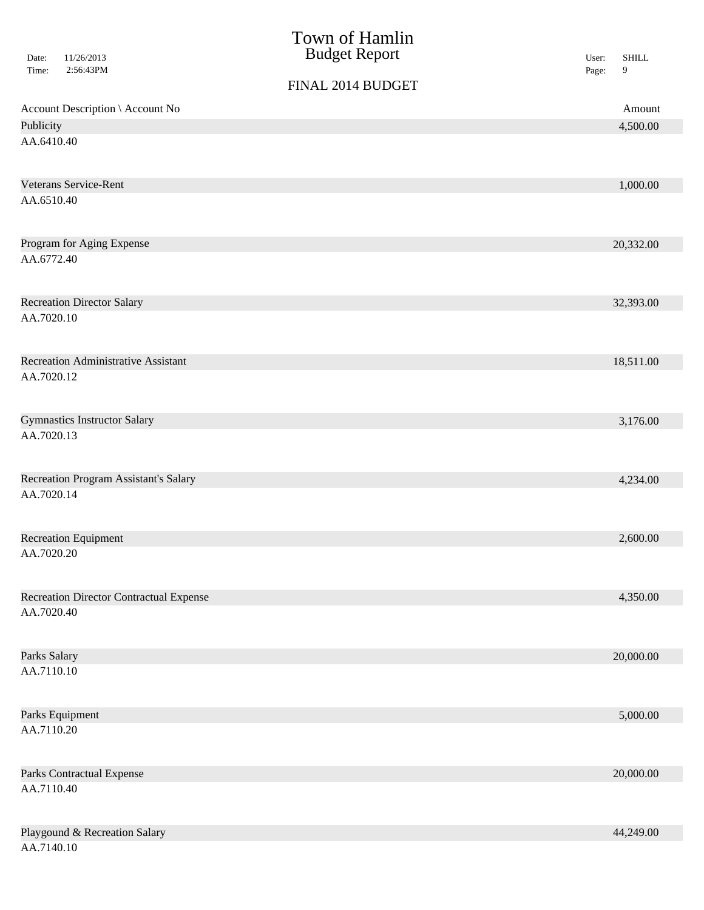# Town of Hamlin
## Budget Report

Date: 11/26/2013
Time: 2:56:43PM

User: SHILL

### FINAL 2014 BUDGET

| Account Description \ Account No | Amount |
|---|---|
| Publicity<br>AA.6410.40 | 4,500.00 |
| Veterans Service-Rent<br>AA.6510.40 | 1,000.00 |
| Program for Aging Expense<br>AA.6772.40 | 20,332.00 |
| Recreation Director Salary<br>AA.7020.10 | 32,393.00 |
| Recreation Administrative Assistant<br>AA.7020.12 | 18,511.00 |
| Gymnastics Instructor Salary<br>AA.7020.13 | 3,176.00 |
| Recreation Program Assistant's Salary<br>AA.7020.14 | 4,234.00 |
| Recreation Equipment<br>AA.7020.20 | 2,600.00 |
| Recreation Director Contractual Expense<br>AA.7020.40 | 4,350.00 |
| Parks Salary<br>AA.7110.10 | 20,000.00 |
| Parks Equipment<br>AA.7110.20 | 5,000.00 |
| Parks Contractual Expense<br>AA.7110.40 | 20,000.00 |
| Playgound & Recreation Salary<br>AA.7140.10 | 44,249.00 |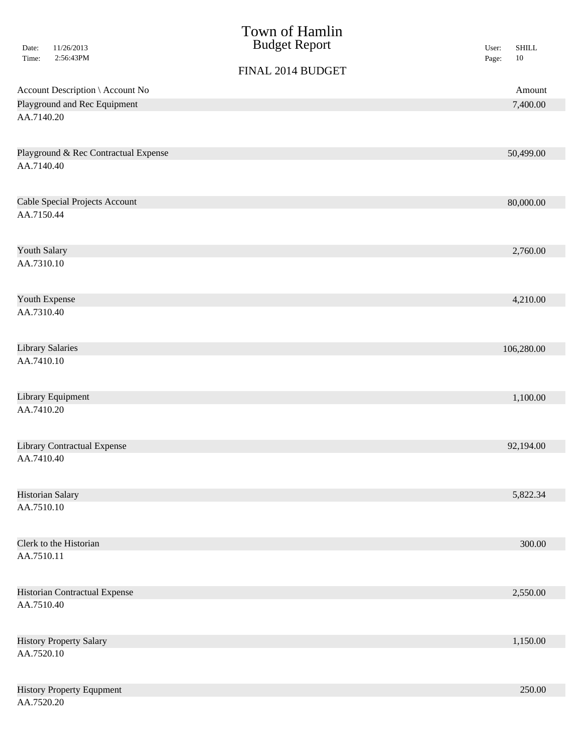# Town of Hamlin
## Budget Report

Date: 11/26/2013
Time: 2:56:43PM

User: SHILL

### FINAL 2014 BUDGET

| Account Description \ Account No | Amount |
|---|---|
| Playground and Rec Equipment<br>AA.7140.20 | 7,400.00 |
| Playground & Rec Contractual Expense<br>AA.7140.40 | 50,499.00 |
| Cable Special Projects Account<br>AA.7150.44 | 80,000.00 |
| Youth Salary<br>AA.7310.10 | 2,760.00 |
| Youth Expense<br>AA.7310.40 | 4,210.00 |
| Library Salaries<br>AA.7410.10 | 106,280.00 |
| Library Equipment<br>AA.7410.20 | 1,100.00 |
| Library Contractual Expense<br>AA.7410.40 | 92,194.00 |
| Historian Salary<br>AA.7510.10 | 5,822.34 |
| Clerk to the Historian<br>AA.7510.11 | 300.00 |
| Historian Contractual Expense<br>AA.7510.40 | 2,550.00 |
| History Property Salary<br>AA.7520.10 | 1,150.00 |
| History Property Equpment<br>AA.7520.20 | 250.00 |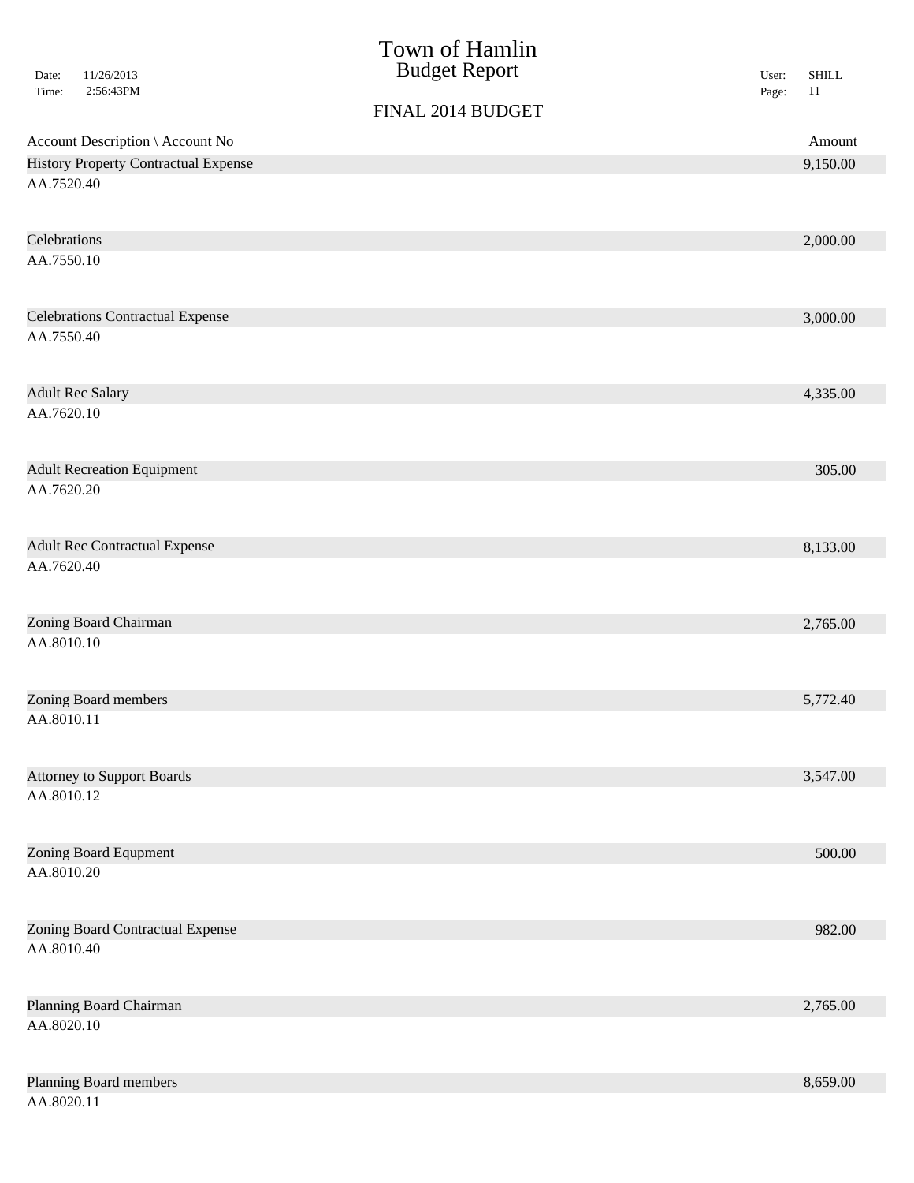# Town of Hamlin
## Budget Report

Date: 11/26/2013
Time: 2:56:43PM

User: SHILL

### FINAL 2014 BUDGET

| Account Description \ Account No | Amount |
|---|---|
| History Property Contractual Expense<br>AA.7520.40 | 9,150.00 |
| Celebrations<br>AA.7550.10 | 2,000.00 |
| Celebrations Contractual Expense<br>AA.7550.40 | 3,000.00 |
| Adult Rec Salary<br>AA.7620.10 | 4,335.00 |
| Adult Recreation Equipment<br>AA.7620.20 | 305.00 |
| Adult Rec Contractual Expense<br>AA.7620.40 | 8,133.00 |
| Zoning Board Chairman<br>AA.8010.10 | 2,765.00 |
| Zoning Board members<br>AA.8010.11 | 5,772.40 |
| Attorney to Support Boards<br>AA.8010.12 | 3,547.00 |
| Zoning Board Equpment<br>AA.8010.20 | 500.00 |
| Zoning Board Contractual Expense<br>AA.8010.40 | 982.00 |
| Planning Board Chairman<br>AA.8020.10 | 2,765.00 |
| Planning Board members<br>AA.8020.11 | 8,659.00 |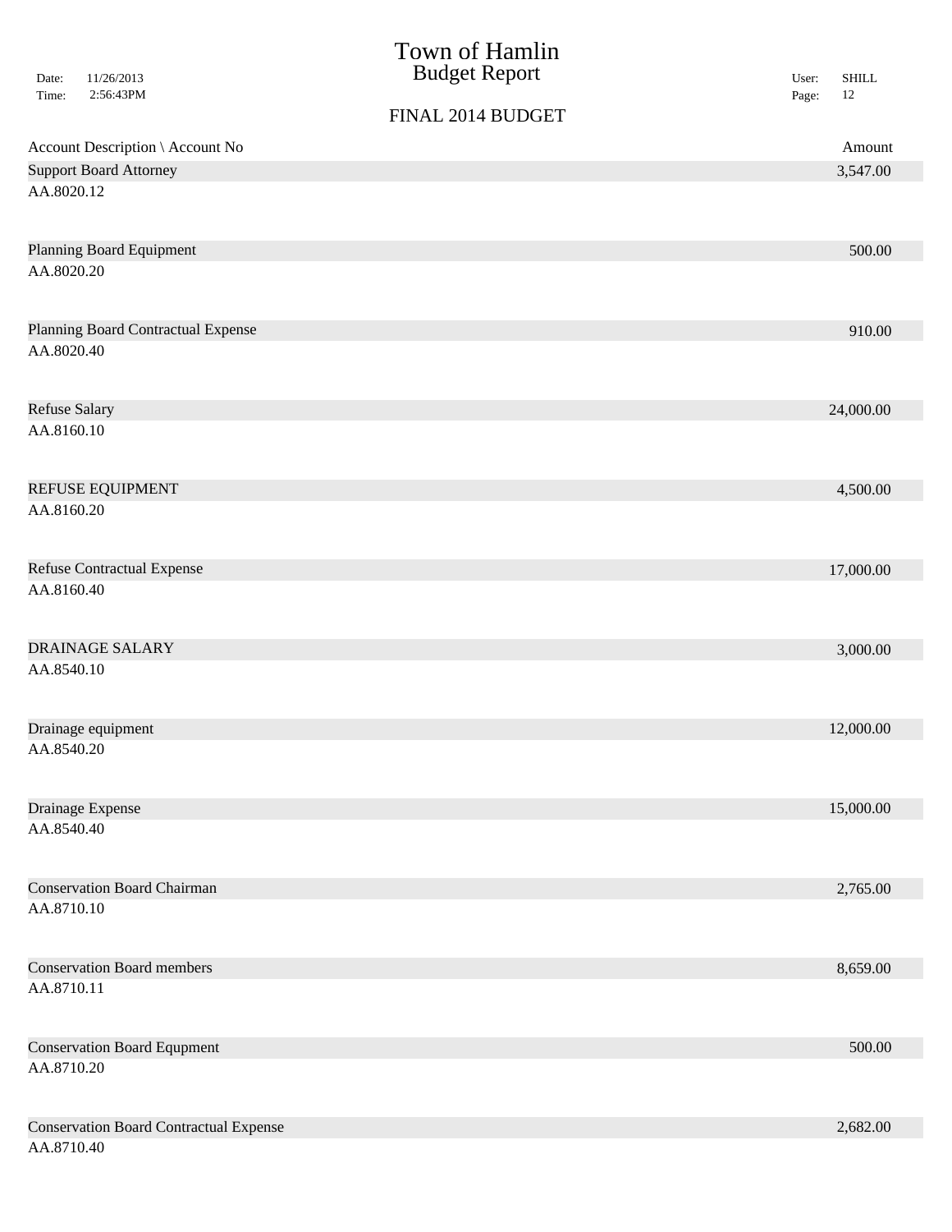# Town of Hamlin
## Budget Report

Date: 11/26/2013
Time: 2:56:43PM

User: SHILL

### FINAL 2014 BUDGET

| Account Description \ Account No | Amount |
|---|---|
| Support Board Attorney<br>AA.8020.12 | 3,547.00 |
| Planning Board Equipment<br>AA.8020.20 | 500.00 |
| Planning Board Contractual Expense<br>AA.8020.40 | 910.00 |
| Refuse Salary<br>AA.8160.10 | 24,000.00 |
| REFUSE EQUIPMENT<br>AA.8160.20 | 4,500.00 |
| Refuse Contractual Expense<br>AA.8160.40 | 17,000.00 |
| DRAINAGE SALARY<br>AA.8540.10 | 3,000.00 |
| Drainage equipment<br>AA.8540.20 | 12,000.00 |
| Drainage Expense<br>AA.8540.40 | 15,000.00 |
| Conservation Board Chairman<br>AA.8710.10 | 2,765.00 |
| Conservation Board members<br>AA.8710.11 | 8,659.00 |
| Conservation Board Equpment<br>AA.8710.20 | 500.00 |
| Conservation Board Contractual Expense<br>AA.8710.40 | 2,682.00 |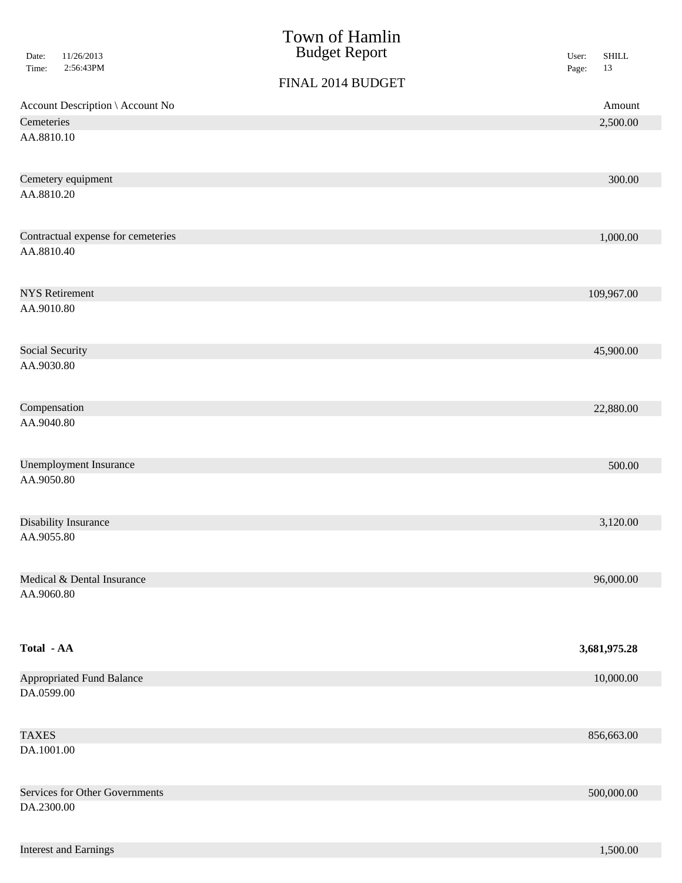# Town of Hamlin
## Budget Report

FINAL 2014 BUDGET

| Account Description \ Account No | Amount |
|---|---|
| Cemeteries<br>AA.8810.10 | 2,500.00 |
| Cemetery equipment<br>AA.8810.20 | 300.00 |
| Contractual expense for cemeteries<br>AA.8810.40 | 1,000.00 |
| NYS Retirement<br>AA.9010.80 | 109,967.00 |
| Social Security<br>AA.9030.80 | 45,900.00 |
| Compensation<br>AA.9040.80 | 22,880.00 |
| Unemployment Insurance<br>AA.9050.80 | 500.00 |
| Disability Insurance<br>AA.9055.80 | 3,120.00 |
| Medical & Dental Insurance<br>AA.9060.80 | 96,000.00 |
| **Total - AA** | **3,681,975.28** |
| Appropriated Fund Balance<br>DA.0599.00 | 10,000.00 |
| TAXES<br>DA.1001.00 | 856,663.00 |
| Services for Other Governments<br>DA.2300.00 | 500,000.00 |
| Interest and Earnings | 1,500.00 |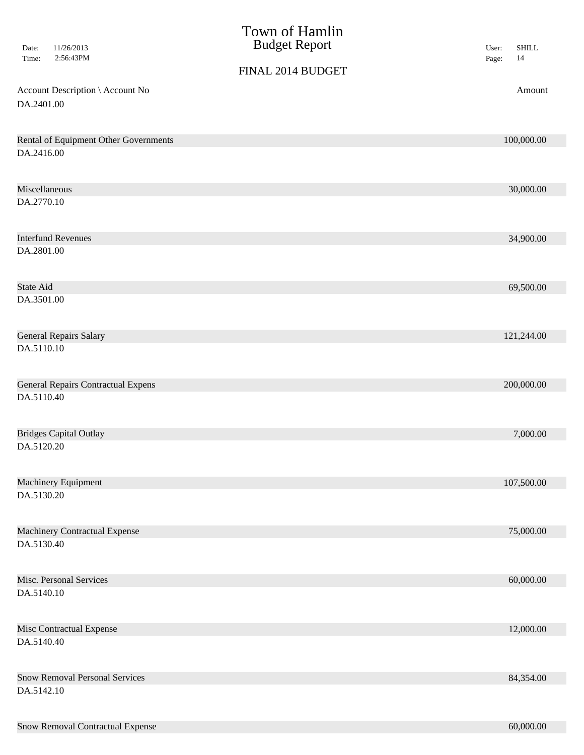| Account Description \ Account No | Amount |
|---|---|
| DA.2401.00 | |
| Rental of Equipment Other Governments | 100,000.00 |
| DA.2416.00 | |
| Miscellaneous | 30,000.00 |
| DA.2770.10 | |
| Interfund Revenues | 34,900.00 |
| DA.2801.00 | |
| State Aid | 69,500.00 |
| DA.3501.00 | |
| General Repairs Salary | 121,244.00 |
| DA.5110.10 | |
| General Repairs Contractual Expens | 200,000.00 |
| DA.5110.40 | |
| Bridges Capital Outlay | 7,000.00 |
| DA.5120.20 | |
| Machinery Equipment | 107,500.00 |
| DA.5130.20 | |
| Machinery Contractual Expense | 75,000.00 |
| DA.5130.40 | |
| Misc. Personal Services | 60,000.00 |
| DA.5140.10 | |
| Misc Contractual Expense | 12,000.00 |
| DA.5140.40 | |
| Snow Removal Personal Services | 84,354.00 |
| DA.5142.10 | |
| Snow Removal Contractual Expense | 60,000.00 |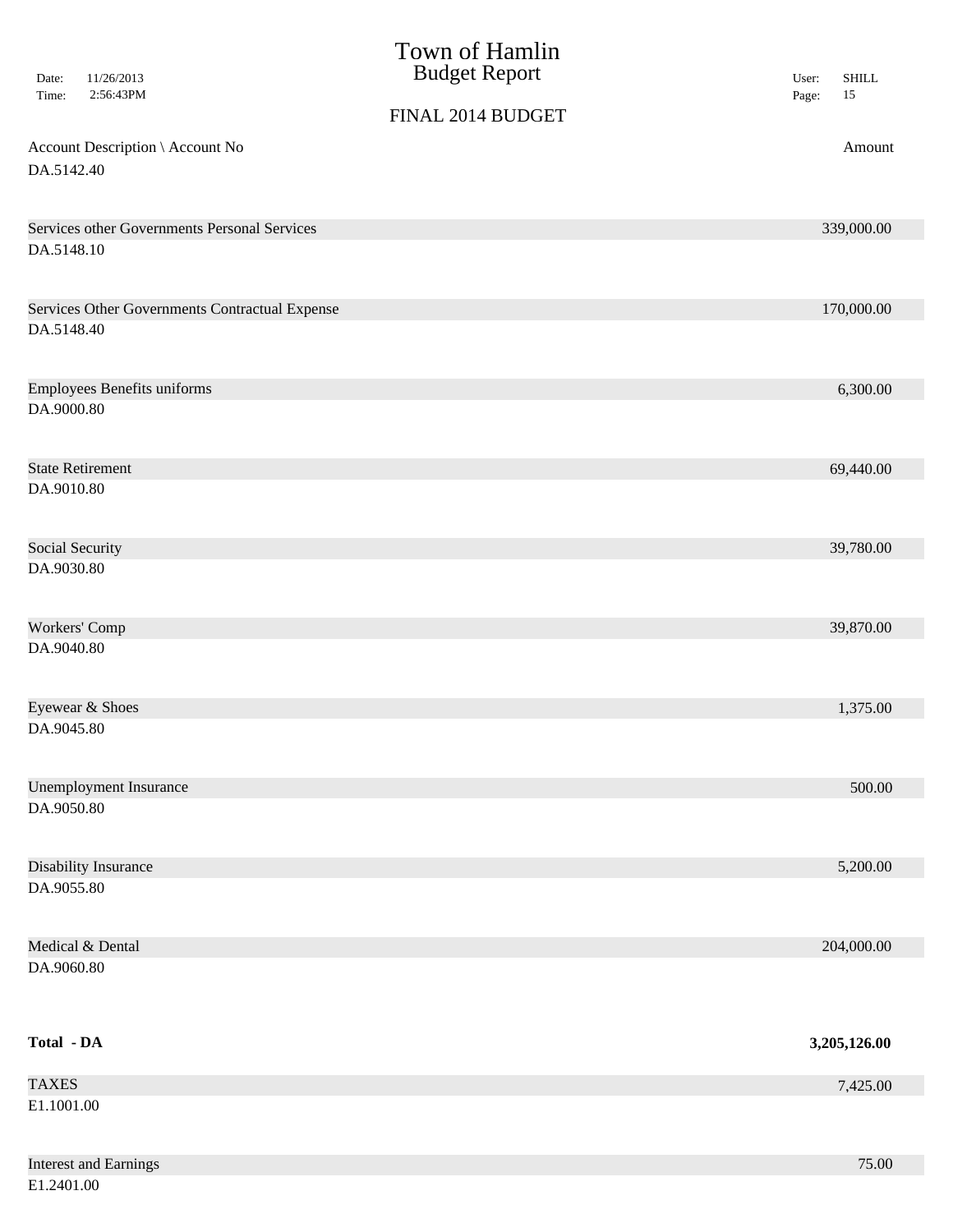# Town of Hamlin
## Budget Report

FINAL 2014 BUDGET

| Account Description \ Account No | Amount |
|---|---|
| DA.5142.40 | |
| Services other Governments Personal Services | 339,000.00 |
| DA.5148.10 | |
| Services Other Governments Contractual Expense | 170,000.00 |
| DA.5148.40 | |
| Employees Benefits uniforms | 6,300.00 |
| DA.9000.80 | |
| State Retirement | 69,440.00 |
| DA.9010.80 | |
| Social Security | 39,780.00 |
| DA.9030.80 | |
| Workers' Comp | 39,870.00 |
| DA.9040.80 | |
| Eyewear & Shoes | 1,375.00 |
| DA.9045.80 | |
| Unemployment Insurance | 500.00 |
| DA.9050.80 | |
| Disability Insurance | 5,200.00 |
| DA.9055.80 | |
| Medical & Dental | 204,000.00 |
| DA.9060.80 | |
| **Total - DA** | **3,205,126.00** |
| TAXES | 7,425.00 |
| E1.1001.00 | |
| Interest and Earnings | 75.00 |
| E1.2401.00 | |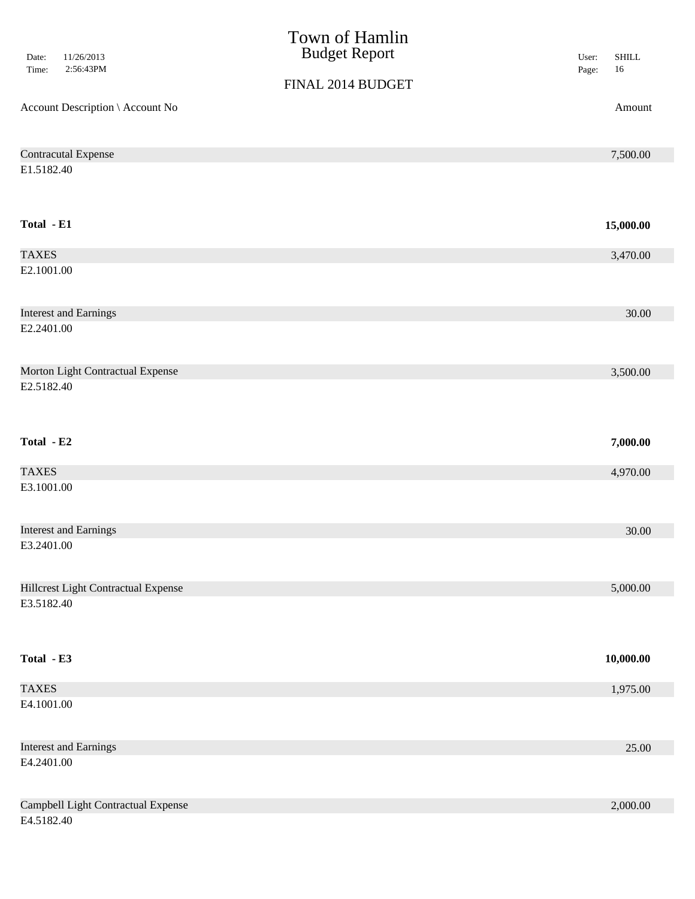# Town of Hamlin
## Budget Report

Date: 11/26/2013
Time: 2:56:43PM

User: SHILL

### FINAL 2014 BUDGET

| Account Description \ Account No | Amount |
|---|---|
| Contracutal Expense<br>E1.5182.40 | 7,500.00 |
| **Total - E1** | **15,000.00** |
| TAXES<br>E2.1001.00 | 3,470.00 |
| Interest and Earnings<br>E2.2401.00 | 30.00 |
| Morton Light Contractual Expense<br>E2.5182.40 | 3,500.00 |
| **Total - E2** | **7,000.00** |
| TAXES<br>E3.1001.00 | 4,970.00 |
| Interest and Earnings<br>E3.2401.00 | 30.00 |
| Hillcrest Light Contractual Expense<br>E3.5182.40 | 5,000.00 |
| **Total - E3** | **10,000.00** |
| TAXES<br>E4.1001.00 | 1,975.00 |
| Interest and Earnings<br>E4.2401.00 | 25.00 |
| Campbell Light Contractual Expense<br>E4.5182.40 | 2,000.00 |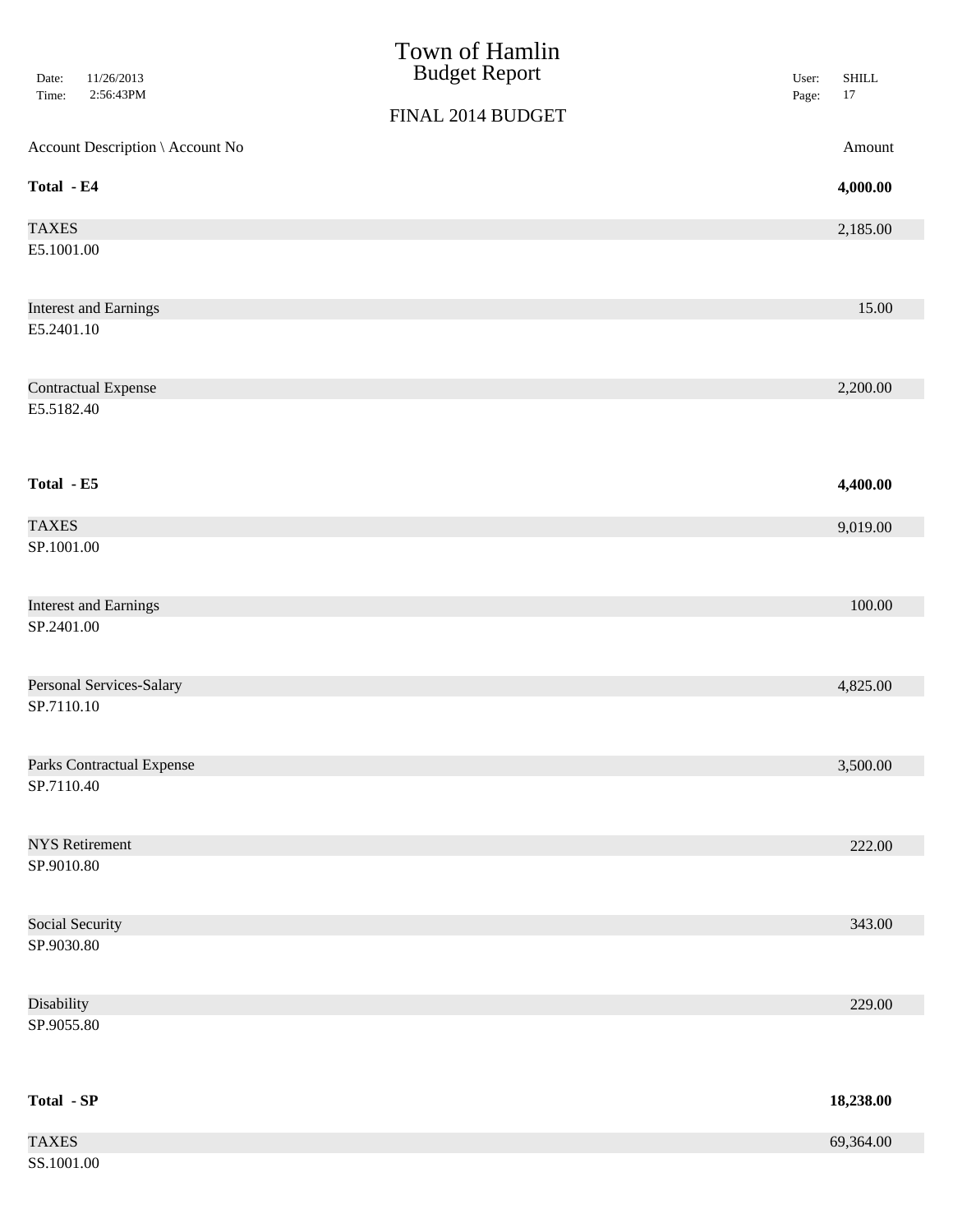# Town of Hamlin
## Budget Report

FINAL 2014 BUDGET

| Account Description \ Account No | Amount |
|---|---|
| **Total - E4** | **4,000.00** |
| TAXES<br>E5.1001.00 | 2,185.00 |
| Interest and Earnings<br>E5.2401.10 | 15.00 |
| Contractual Expense<br>E5.5182.40 | 2,200.00 |
| **Total - E5** | **4,400.00** |
| TAXES<br>SP.1001.00 | 9,019.00 |
| Interest and Earnings<br>SP.2401.00 | 100.00 |
| Personal Services-Salary<br>SP.7110.10 | 4,825.00 |
| Parks Contractual Expense<br>SP.7110.40 | 3,500.00 |
| NYS Retirement<br>SP.9010.80 | 222.00 |
| Social Security<br>SP.9030.80 | 343.00 |
| Disability<br>SP.9055.80 | 229.00 |
| **Total - SP** | **18,238.00** |
| TAXES<br>SS.1001.00 | 69,364.00 |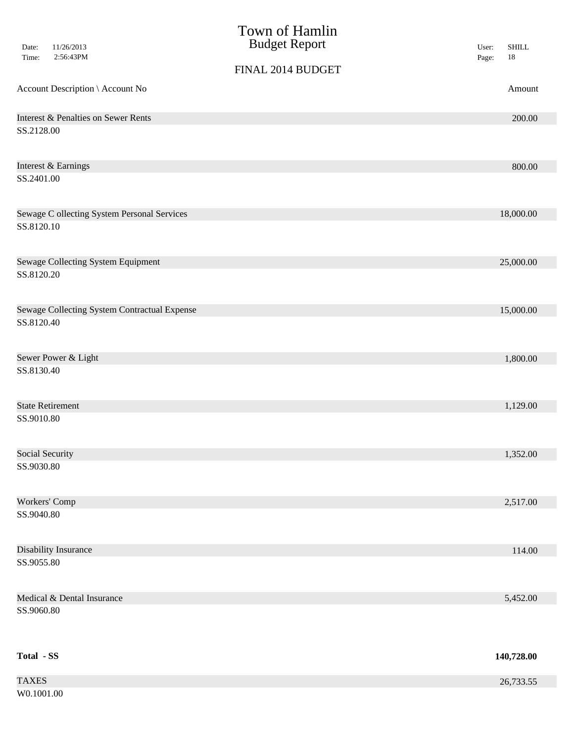# Town of Hamlin
## Budget Report

FINAL 2014 BUDGET

| Account Description \ Account No | Amount |
|---|---|
| Interest & Penalties on Sewer Rents<br>SS.2128.00 | 200.00 |
| Interest & Earnings<br>SS.2401.00 | 800.00 |
| Sewage C ollecting System Personal Services<br>SS.8120.10 | 18,000.00 |
| Sewage Collecting System Equipment<br>SS.8120.20 | 25,000.00 |
| Sewage Collecting System Contractual Expense<br>SS.8120.40 | 15,000.00 |
| Sewer Power & Light<br>SS.8130.40 | 1,800.00 |
| State Retirement<br>SS.9010.80 | 1,129.00 |
| Social Security<br>SS.9030.80 | 1,352.00 |
| Workers' Comp<br>SS.9040.80 | 2,517.00 |
| Disability Insurance<br>SS.9055.80 | 114.00 |
| Medical & Dental Insurance<br>SS.9060.80 | 5,452.00 |
| **Total - SS** | **140,728.00** |
| TAXES<br>W0.1001.00 | 26,733.55 |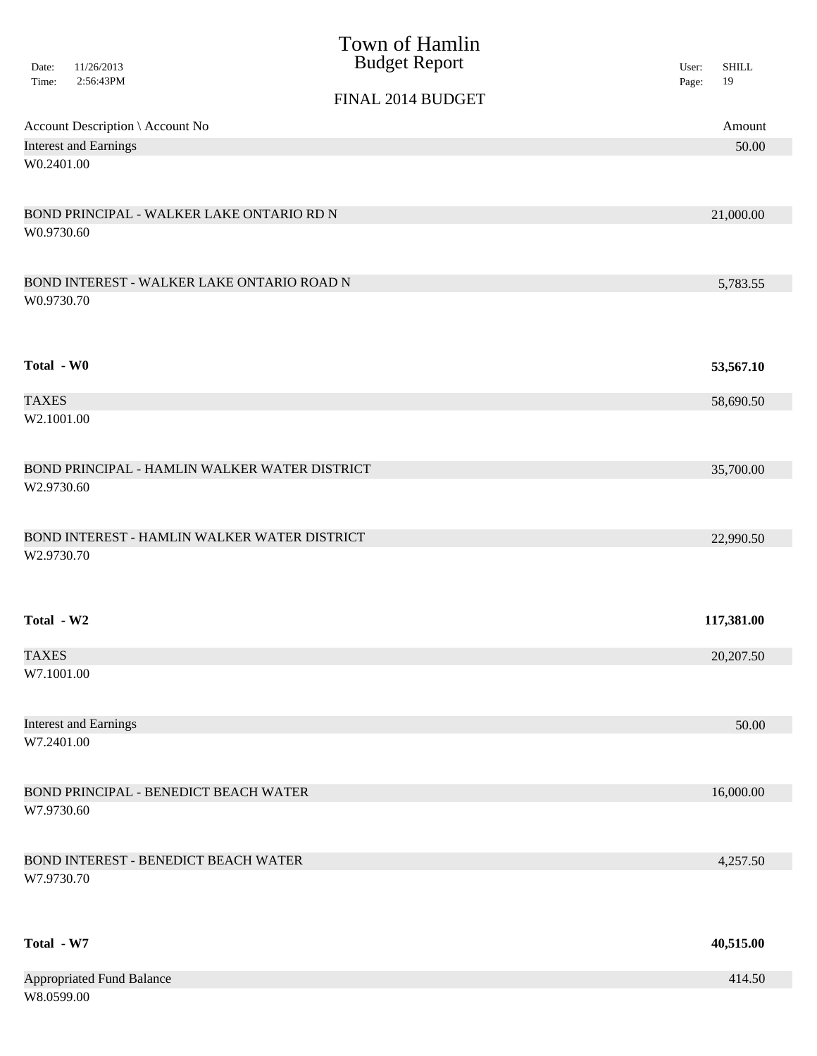# Town of Hamlin
## Budget Report

FINAL 2014 BUDGET

| Account Description \ Account No | Amount |
|---|---|
| Interest and Earnings<br>W0.2401.00 | 50.00 |
| BOND PRINCIPAL - WALKER LAKE ONTARIO RD N<br>W0.9730.60 | 21,000.00 |
| BOND INTEREST - WALKER LAKE ONTARIO ROAD N<br>W0.9730.70 | 5,783.55 |
| **Total - W0** | **53,567.10** |
| TAXES<br>W2.1001.00 | 58,690.50 |
| BOND PRINCIPAL - HAMLIN WALKER WATER DISTRICT<br>W2.9730.60 | 35,700.00 |
| BOND INTEREST - HAMLIN WALKER WATER DISTRICT<br>W2.9730.70 | 22,990.50 |
| **Total - W2** | **117,381.00** |
| TAXES<br>W7.1001.00 | 20,207.50 |
| Interest and Earnings<br>W7.2401.00 | 50.00 |
| BOND PRINCIPAL - BENEDICT BEACH WATER<br>W7.9730.60 | 16,000.00 |
| BOND INTEREST - BENEDICT BEACH WATER<br>W7.9730.70 | 4,257.50 |
| **Total - W7** | **40,515.00** |
| Appropriated Fund Balance<br>W8.0599.00 | 414.50 |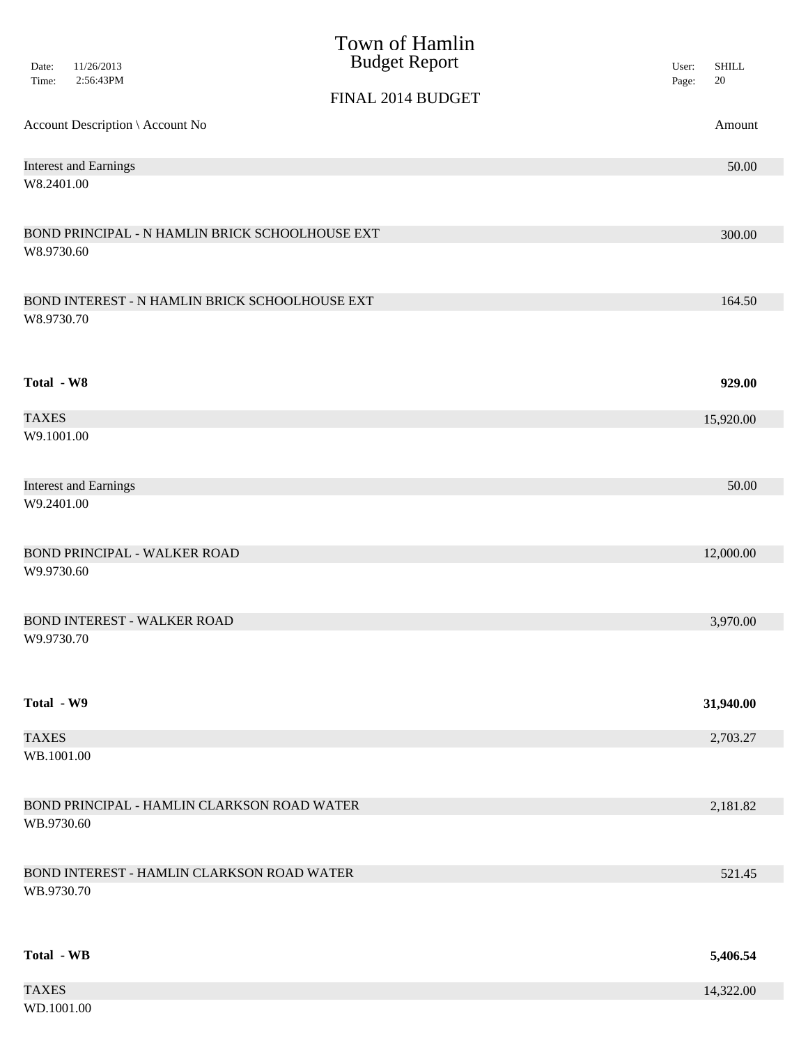# Town of Hamlin
## Budget Report

FINAL 2014 BUDGET

| Account Description \ Account No | Amount |
|---|---|
| Interest and Earnings<br>W8.2401.00 | 50.00 |
| BOND PRINCIPAL - N HAMLIN BRICK SCHOOLHOUSE EXT<br>W8.9730.60 | 300.00 |
| BOND INTEREST - N HAMLIN BRICK SCHOOLHOUSE EXT<br>W8.9730.70 | 164.50 |
| **Total - W8** | **929.00** |
| TAXES<br>W9.1001.00 | 15,920.00 |
| Interest and Earnings<br>W9.2401.00 | 50.00 |
| BOND PRINCIPAL - WALKER ROAD<br>W9.9730.60 | 12,000.00 |
| BOND INTEREST - WALKER ROAD<br>W9.9730.70 | 3,970.00 |
| **Total - W9** | **31,940.00** |
| TAXES<br>WB.1001.00 | 2,703.27 |
| BOND PRINCIPAL - HAMLIN CLARKSON ROAD WATER<br>WB.9730.60 | 2,181.82 |
| BOND INTEREST - HAMLIN CLARKSON ROAD WATER<br>WB.9730.70 | 521.45 |
| **Total - WB** | **5,406.54** |
| TAXES<br>WD.1001.00 | 14,322.00 |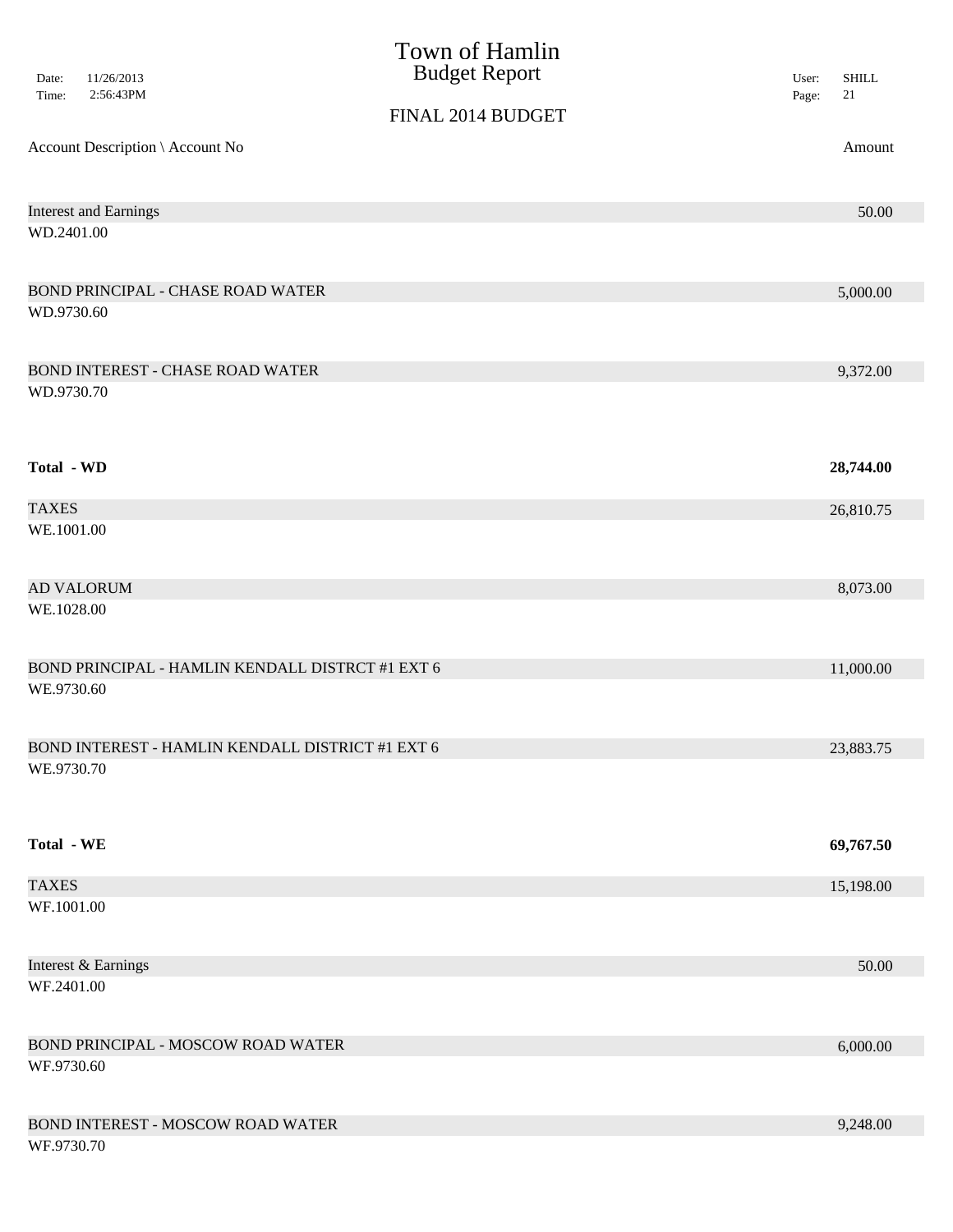# Town of Hamlin
## Budget Report

Date: 11/26/2013
Time: 2:56:43PM

User: SHILL

FINAL 2014 BUDGET

| Account Description \ Account No | Amount |
|---|---|
| Interest and Earnings<br>WD.2401.00 | 50.00 |
| BOND PRINCIPAL - CHASE ROAD WATER<br>WD.9730.60 | 5,000.00 |
| BOND INTEREST - CHASE ROAD WATER<br>WD.9730.70 | 9,372.00 |
| **Total - WD** | **28,744.00** |
| TAXES<br>WE.1001.00 | 26,810.75 |
| AD VALORUM<br>WE.1028.00 | 8,073.00 |
| BOND PRINCIPAL - HAMLIN KENDALL DISTRCT #1 EXT 6<br>WE.9730.60 | 11,000.00 |
| BOND INTEREST - HAMLIN KENDALL DISTRICT #1 EXT 6<br>WE.9730.70 | 23,883.75 |
| **Total - WE** | **69,767.50** |
| TAXES<br>WF.1001.00 | 15,198.00 |
| Interest & Earnings<br>WF.2401.00 | 50.00 |
| BOND PRINCIPAL - MOSCOW ROAD WATER<br>WF.9730.60 | 6,000.00 |
| BOND INTEREST - MOSCOW ROAD WATER<br>WF.9730.70 | 9,248.00 |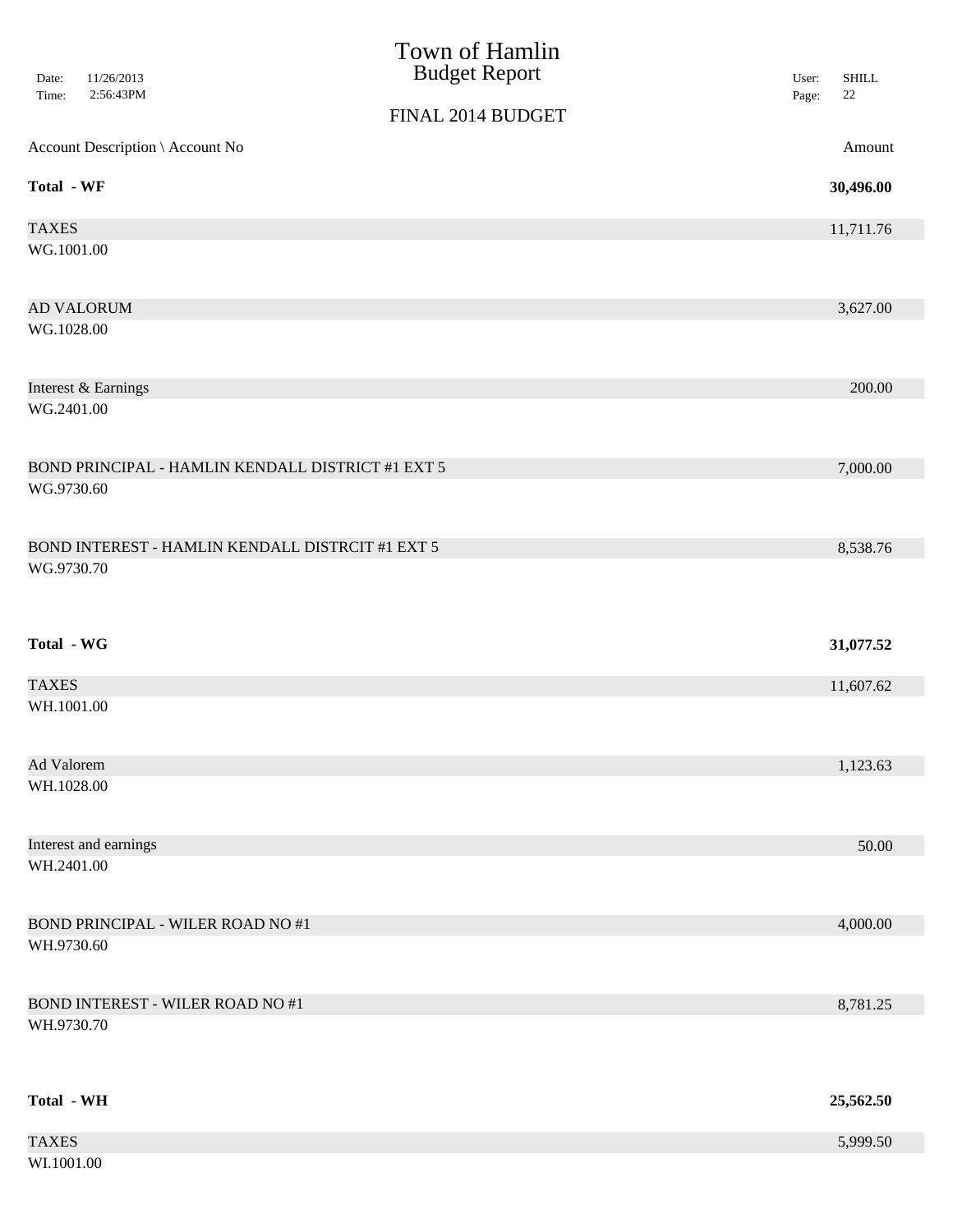# Town of Hamlin
## Budget Report

FINAL 2014 BUDGET

| Account Description \ Account No | Amount |
|---|---|
| **Total - WF** | **30,496.00** |
| TAXES<br>WG.1001.00 | 11,711.76 |
| AD VALORUM<br>WG.1028.00 | 3,627.00 |
| Interest & Earnings<br>WG.2401.00 | 200.00 |
| BOND PRINCIPAL - HAMLIN KENDALL DISTRICT #1 EXT 5<br>WG.9730.60 | 7,000.00 |
| BOND INTEREST - HAMLIN KENDALL DISTRCIT #1 EXT 5<br>WG.9730.70 | 8,538.76 |
| **Total - WG** | **31,077.52** |
| TAXES<br>WH.1001.00 | 11,607.62 |
| Ad Valorem<br>WH.1028.00 | 1,123.63 |
| Interest and earnings<br>WH.2401.00 | 50.00 |
| BOND PRINCIPAL - WILER ROAD NO #1<br>WH.9730.60 | 4,000.00 |
| BOND INTEREST - WILER ROAD NO #1<br>WH.9730.70 | 8,781.25 |
| **Total - WH** | **25,562.50** |
| TAXES<br>WI.1001.00 | 5,999.50 |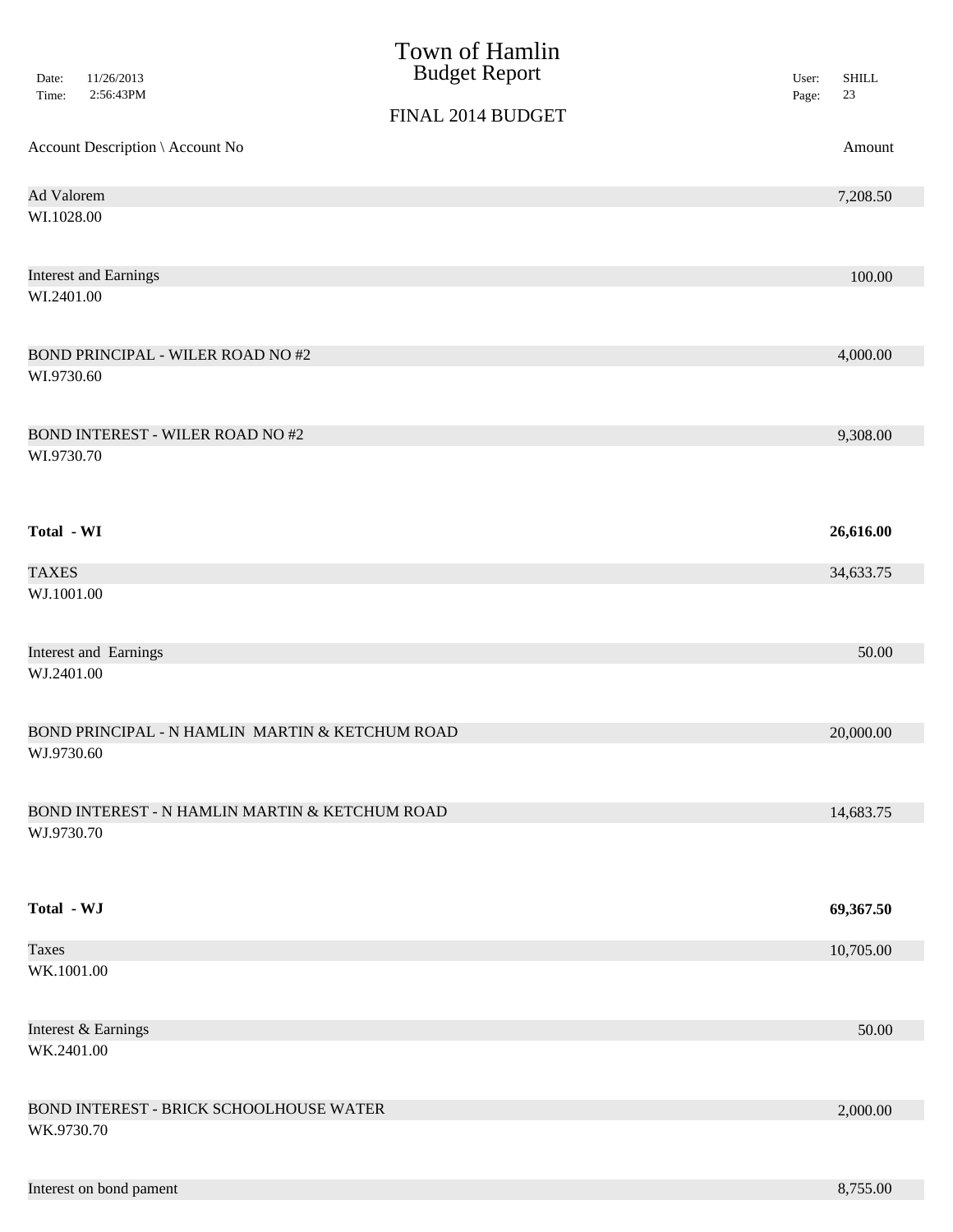# Town of Hamlin
## Budget Report

Date: 11/26/2013
Time: 2:56:43PM

User: SHILL

### FINAL 2014 BUDGET

| Account Description \ Account No | Amount |
|---|---|
| Ad Valorem<br>WI.1028.00 | 7,208.50 |
| Interest and Earnings<br>WI.2401.00 | 100.00 |
| BOND PRINCIPAL - WILER ROAD NO #2<br>WI.9730.60 | 4,000.00 |
| BOND INTEREST - WILER ROAD NO #2<br>WI.9730.70 | 9,308.00 |
| **Total - WI** | **26,616.00** |
| TAXES<br>WJ.1001.00 | 34,633.75 |
| Interest and Earnings<br>WJ.2401.00 | 50.00 |
| BOND PRINCIPAL - N HAMLIN MARTIN & KETCHUM ROAD<br>WJ.9730.60 | 20,000.00 |
| BOND INTEREST - N HAMLIN MARTIN & KETCHUM ROAD<br>WJ.9730.70 | 14,683.75 |
| **Total - WJ** | **69,367.50** |
| Taxes<br>WK.1001.00 | 10,705.00 |
| Interest & Earnings<br>WK.2401.00 | 50.00 |
| BOND INTEREST - BRICK SCHOOLHOUSE WATER<br>WK.9730.70 | 2,000.00 |
| Interest on bond pament | 8,755.00 |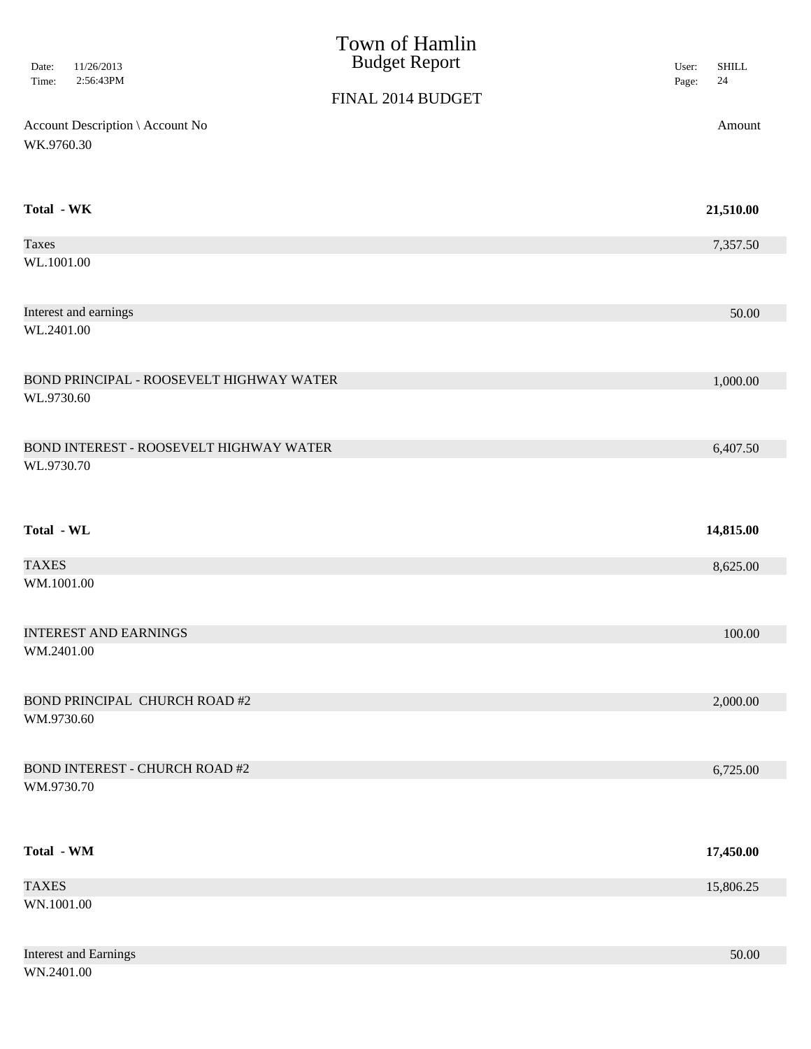# Town of Hamlin
## Budget Report

FINAL 2014 BUDGET

| Account Description \ Account No | Amount |
|---|---|
| WK.9760.30 | |
| **Total - WK** | **21,510.00** |
| Taxes<br>WL.1001.00 | 7,357.50 |
| Interest and earnings<br>WL.2401.00 | 50.00 |
| BOND PRINCIPAL - ROOSEVELT HIGHWAY WATER<br>WL.9730.60 | 1,000.00 |
| BOND INTEREST - ROOSEVELT HIGHWAY WATER<br>WL.9730.70 | 6,407.50 |
| **Total - WL** | **14,815.00** |
| TAXES<br>WM.1001.00 | 8,625.00 |
| INTEREST AND EARNINGS<br>WM.2401.00 | 100.00 |
| BOND PRINCIPAL CHURCH ROAD #2<br>WM.9730.60 | 2,000.00 |
| BOND INTEREST - CHURCH ROAD #2<br>WM.9730.70 | 6,725.00 |
| **Total - WM** | **17,450.00** |
| TAXES<br>WN.1001.00 | 15,806.25 |
| Interest and Earnings<br>WN.2401.00 | 50.00 |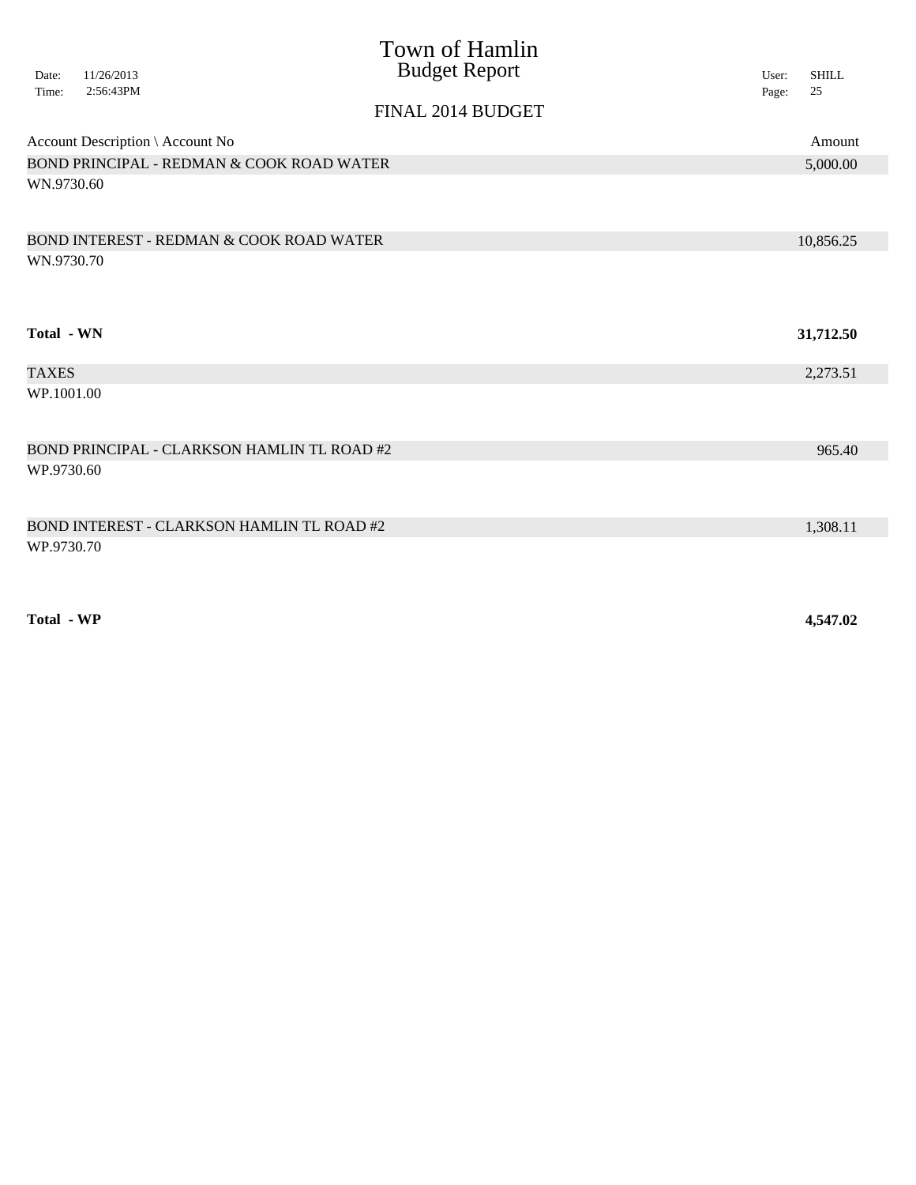# Town of Hamlin
## Budget Report

Date: 11/26/2013
Time: 2:56:43PM

User: SHILL

## FINAL 2014 BUDGET

| Account Description \ Account No | Amount |
|---|---|
| BOND PRINCIPAL - REDMAN & COOK ROAD WATER<br>WN.9730.60 | 5,000.00 |
| BOND INTEREST - REDMAN & COOK ROAD WATER<br>WN.9730.70 | 10,856.25 |
| **Total - WN** | **31,712.50** |
| TAXES<br>WP.1001.00 | 2,273.51 |
| BOND PRINCIPAL - CLARKSON HAMLIN TL ROAD #2<br>WP.9730.60 | 965.40 |
| BOND INTEREST - CLARKSON HAMLIN TL ROAD #2<br>WP.9730.70 | 1,308.11 |
| **Total - WP** | **4,547.02** |